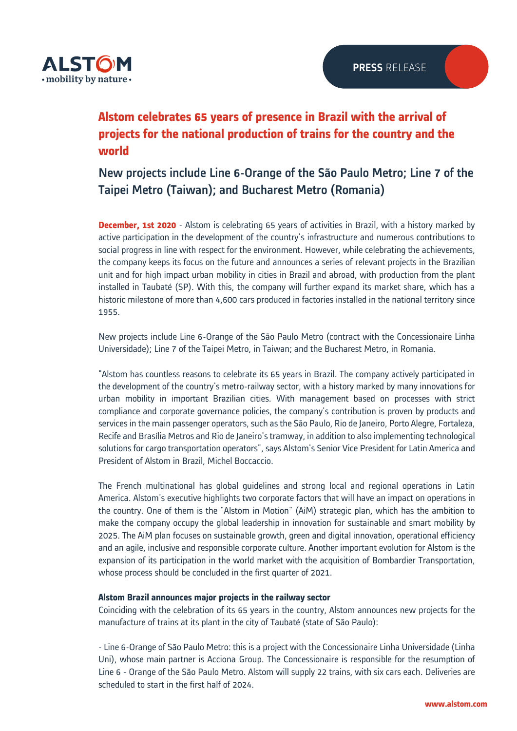# Alstom celebrates 65 years of presence in Brazil with the arrival of projects for the national production of trains for the country and the world

## New projects include Line 6-Orange of the São Paulo Metro; Line 7 of the Taipei Metro (Taiwan); and Bucharest Metro (Romania)

**December, 1st 2020** - Alstom is celebrating 65 years of activities in Brazil, with a history marked by active participation in the development of the country's infrastructure and numerous contributions to social progress in line with respect for the environment. However, while celebrating the achievements, the company keeps its focus on the future and announces a series of relevant projects in the Brazilian unit and for high impact urban mobility in cities in Brazil and abroad, with production from the plant installed in Taubaté (SP). With this, the company will further expand its market share, which has a historic milestone of more than 4,600 cars produced in factories installed in the national territory since 1955.

New projects include Line 6-Orange of the São Paulo Metro (contract with the Concessionaire Linha Universidade); Line 7 of the Taipei Metro, in Taiwan; and the Bucharest Metro, in Romania.

"Alstom has countless reasons to celebrate its 65 years in Brazil. The company actively participated in the development of the country's metro-railway sector, with a history marked by many innovations for urban mobility in important Brazilian cities. With management based on processes with strict compliance and corporate governance policies, the company's contribution is proven by products and services in the main passenger operators, such as the São Paulo, Rio de Janeiro, Porto Alegre, Fortaleza, Recife and Brasília Metros and Rio de Janeiro's tramway, in addition to also implementing technological solutions for cargo transportation operators", says Alstom's Senior Vice President for Latin America and President of Alstom in Brazil, Michel Boccaccio.

The French multinational has global guidelines and strong local and regional operations in Latin America. Alstom's executive highlights two corporate factors that will have an impact on operations in the country. One of them is the "Alstom in Motion" (AiM) strategic plan, which has the ambition to make the company occupy the global leadership in innovation for sustainable and smart mobility by 2025. The AiM plan focuses on sustainable growth, green and digital innovation, operational efficiency and an agile, inclusive and responsible corporate culture. Another important evolution for Alstom is the expansion of its participation in the world market with the acquisition of Bombardier Transportation, whose process should be concluded in the first quarter of 2021.

**Alstom Brazil announces major projects in the railway sector**

Coinciding with the celebration of its 65 years in the country, Alstom announces new projects for the manufacture of trains at its plant in the city of Taubaté (state of São Paulo):

- Line 6-Orange of São Paulo Metro: this is a project with the Concessionaire Linha Universidade (Linha Uni), whose main partner is Acciona Group. The Concessionaire is responsible for the resumption of Line 6 - Orange of the São Paulo Metro. Alstom will supply 22 trains, with six cars each. Deliveries are scheduled to start in the first half of 2024.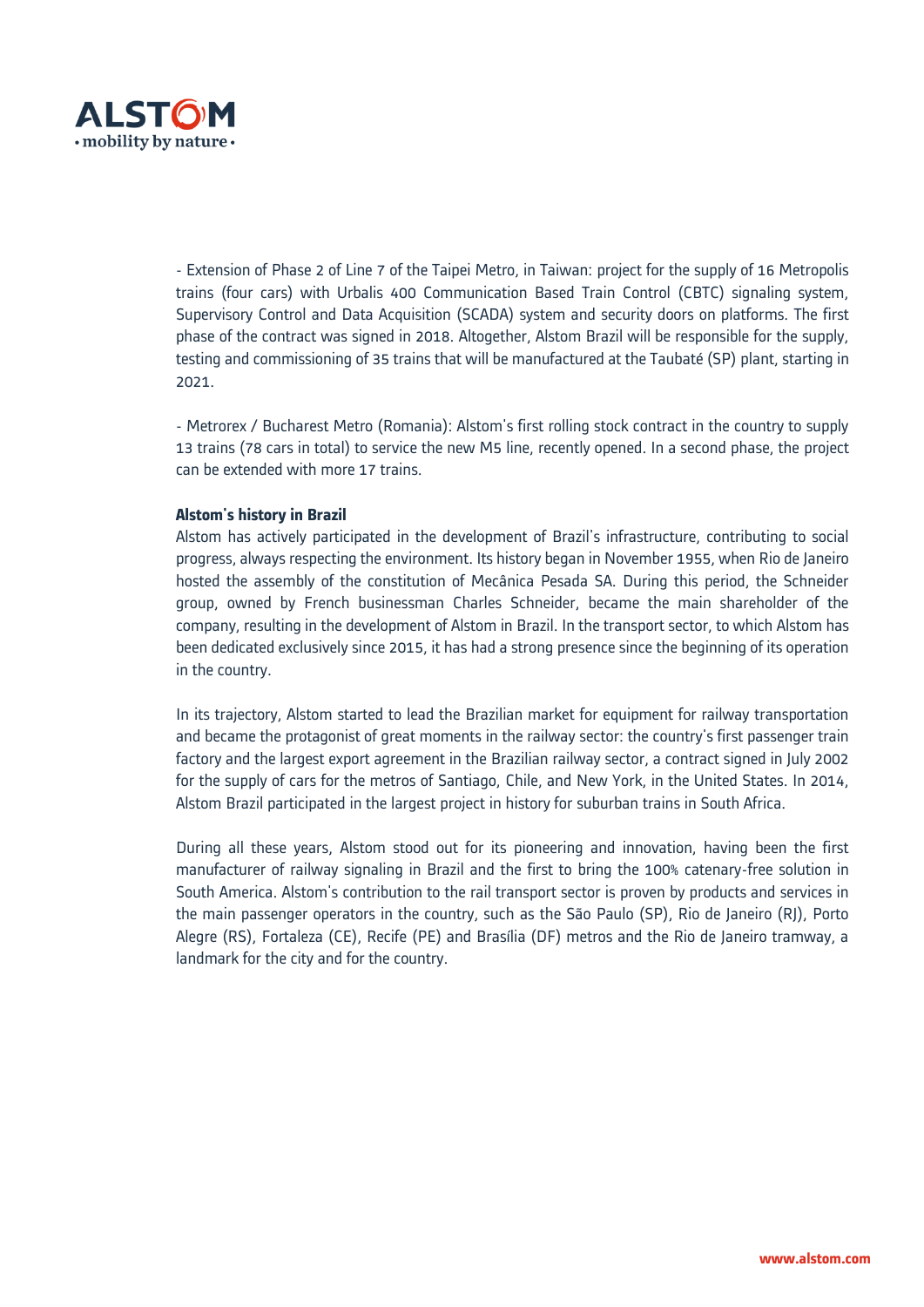- Extension of Phase 2 of Line 7 of the Taipei Metro, in Taiwan: project for the supply of 16 Metropolis trains (four cars) with Urbalis 400 Communication Based Train Control (CBTC) signaling system, Supervisory Control and Data Acquisition (SCADA) system and security doors on platforms. The first phase of the contract was signed in 2018. Altogether, Alstom Brazil will be responsible for the supply, testing and commissioning of 35 trains that will be manufactured at the Taubaté (SP) plant, starting in 2021.

- Metrorex / Bucharest Metro (Romania): Alstom's first rolling stock contract in the country to supply 13 trains (78 cars in total) to service the new M5 line, recently opened. In a second phase, the project can be extended with more 17 trains.

**Alstom's history in Brazil**

Alstom has actively participated in the development of Brazil's infrastructure, contributing to social progress, always respecting the environment. Its history began in November 1955, when Rio de Janeiro hosted the assembly of the constitution of Mecânica Pesada SA. During this period, the Schneider group, owned by French businessman Charles Schneider, became the main shareholder of the company, resulting in the development of Alstom in Brazil. In the transport sector, to which Alstom has been dedicated exclusively since 2015, it has had a strong presence since the beginning of its operation in the country.

In its trajectory, Alstom started to lead the Brazilian market for equipment for railway transportation and became the protagonist of great moments in the railway sector: the country's first passenger train factory and the largest export agreement in the Brazilian railway sector, a contract signed in July 2002 for the supply of cars for the metros of Santiago, Chile, and New York, in the United States. In 2014, Alstom Brazil participated in the largest project in history for suburban trains in South Africa.

During all these years, Alstom stood out for its pioneering and innovation, having been the first manufacturer of railway signaling in Brazil and the first to bring the 100% catenary-free solution in South America. Alstom's contribution to the rail transport sector is proven by products and services in the main passenger operators in the country, such as the São Paulo (SP), Rio de Janeiro (RJ), Porto Alegre (RS), Fortaleza (CE), Recife (PE) and Brasília (DF) metros and the Rio de Janeiro tramway, a landmark for the city and for the country.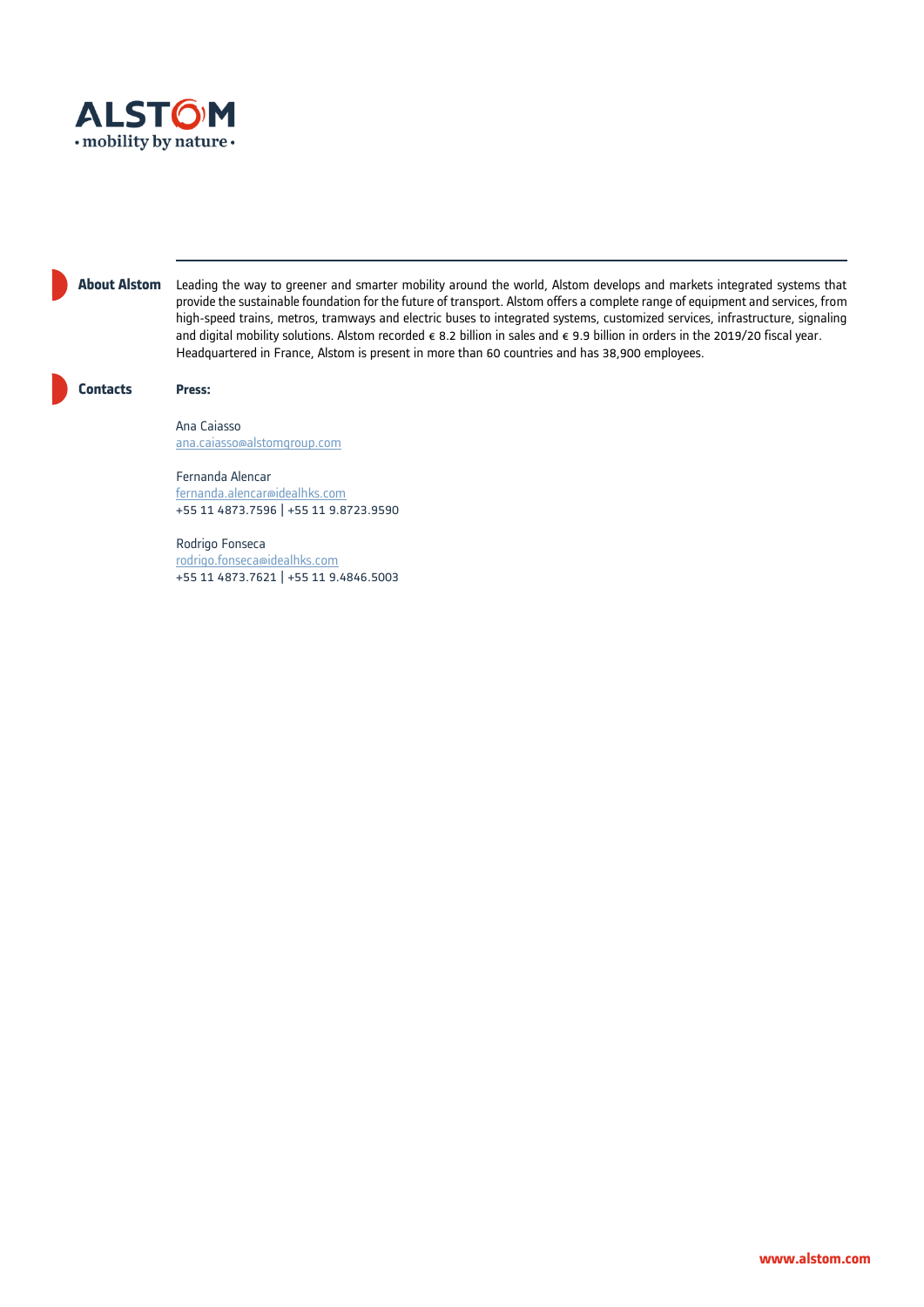## About Alstom

Leading the way to greener and smarter mobility around the world, Alstom develops and markets integrated systems that provide the sustainable foundation for the future of transport. Alstom offers a complete range of equipment and services, from high-speed trains, metros, tramways and electric buses to integrated systems, customized services, infrastructure, signaling and digital mobility solutions. Alstom recorded € 8.2 billion in sales and € 9.9 billion in orders in the 2019/20 fiscal year. Headquartered in France, Alstom is present in more than 60 countries and has 38,900 employees.

## Contacts

**Press:**

Ana Caiasso
ana.caiasso@alstomgroup.com

Fernanda Alencar
fernanda.alencar@idealhks.com
+55 11 4873.7596 | +55 11 9.8723.9590

Rodrigo Fonseca
rodrigo.fonseca@idealhks.com
+55 11 4873.7621 | +55 11 9.4846.5003

www.alstom.com